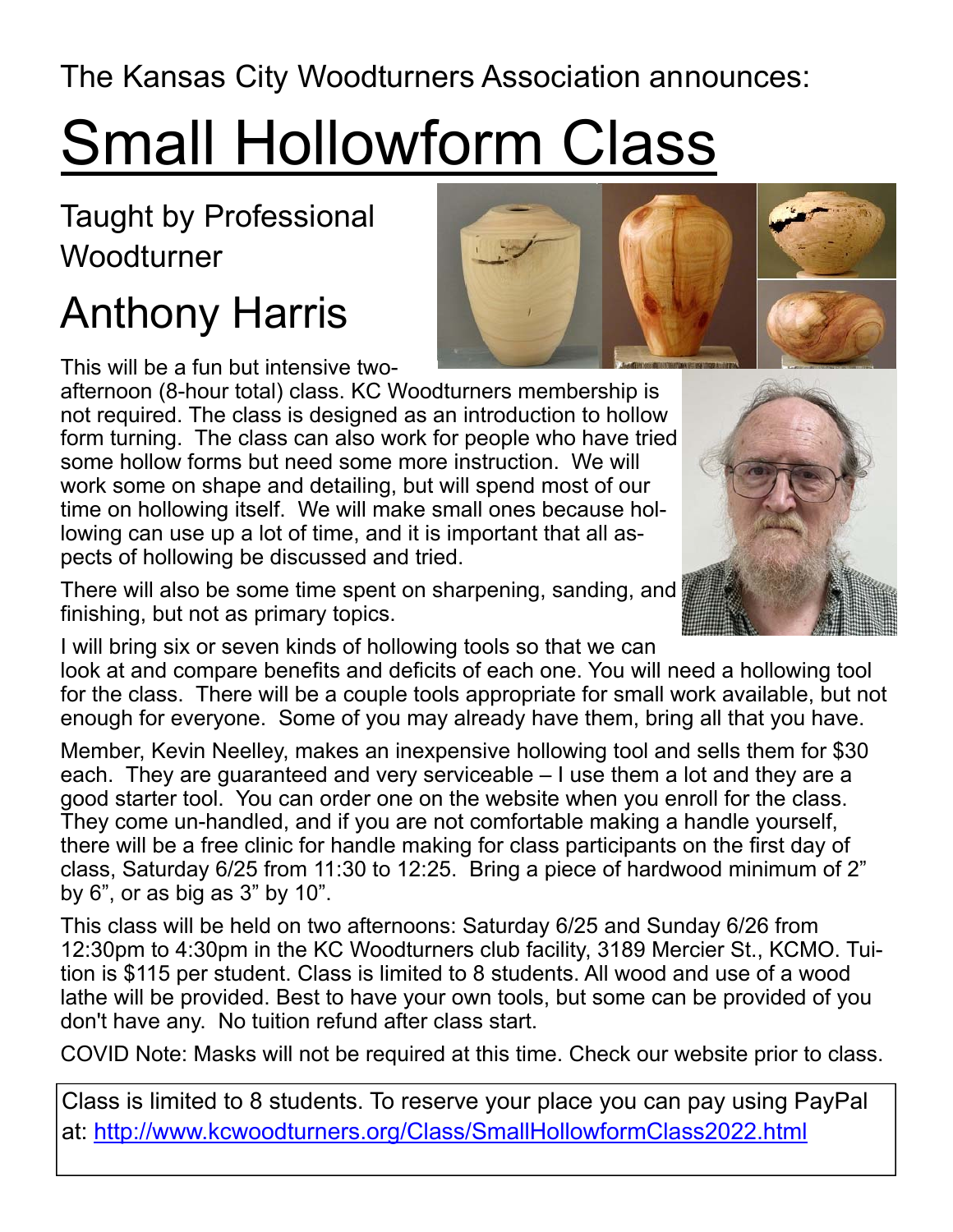The Kansas City Woodturners Association announces:

# Small Hollowform Class

## Taught by Professional Woodturner

## Anthony Harris

This will be a fun but intensive two-afternoon (8-hour total) class. KC Woodturners membership is not required. The class is designed as an introduction to hollow form turning. The class can also work for people who have tried some hollow forms but need some more instruction. We will work some on shape and detailing, but will spend most of our time on hollowing itself. We will make small ones because hollowing can use up a lot of time, and it is important that all aspects of hollowing be discussed and tried.

There will also be some time spent on sharpening, sanding, and finishing, but not as primary topics.

I will bring six or seven kinds of hollowing tools so that we can look at and compare benefits and deficits of each one. You will need a hollowing tool for the class. There will be a couple tools appropriate for small work available, but not enough for everyone. Some of you may already have them, bring all that you have.

Member, Kevin Neelley, makes an inexpensive hollowing tool and sells them for $30 each. They are guaranteed and very serviceable – I use them a lot and they are a good starter tool. You can order one on the website when you enroll for the class. They come un-handled, and if you are not comfortable making a handle yourself, there will be a free clinic for handle making for class participants on the first day of class, Saturday 6/25 from 11:30 to 12:25. Bring a piece of hardwood minimum of 2" by 6", or as big as 3" by 10".

This class will be held on two afternoons: Saturday 6/25 and Sunday 6/26 from 12:30pm to 4:30pm in the KC Woodturners club facility, 3189 Mercier St., KCMO. Tuition is $115 per student. Class is limited to 8 students. All wood and use of a wood lathe will be provided. Best to have your own tools, but some can be provided of you don't have any. No tuition refund after class start.

COVID Note: Masks will not be required at this time. Check our website prior to class.

Class is limited to 8 students. To reserve your place you can pay using PayPal at: http://www.kcwoodturners.org/Class/SmallHollowformClass2022.html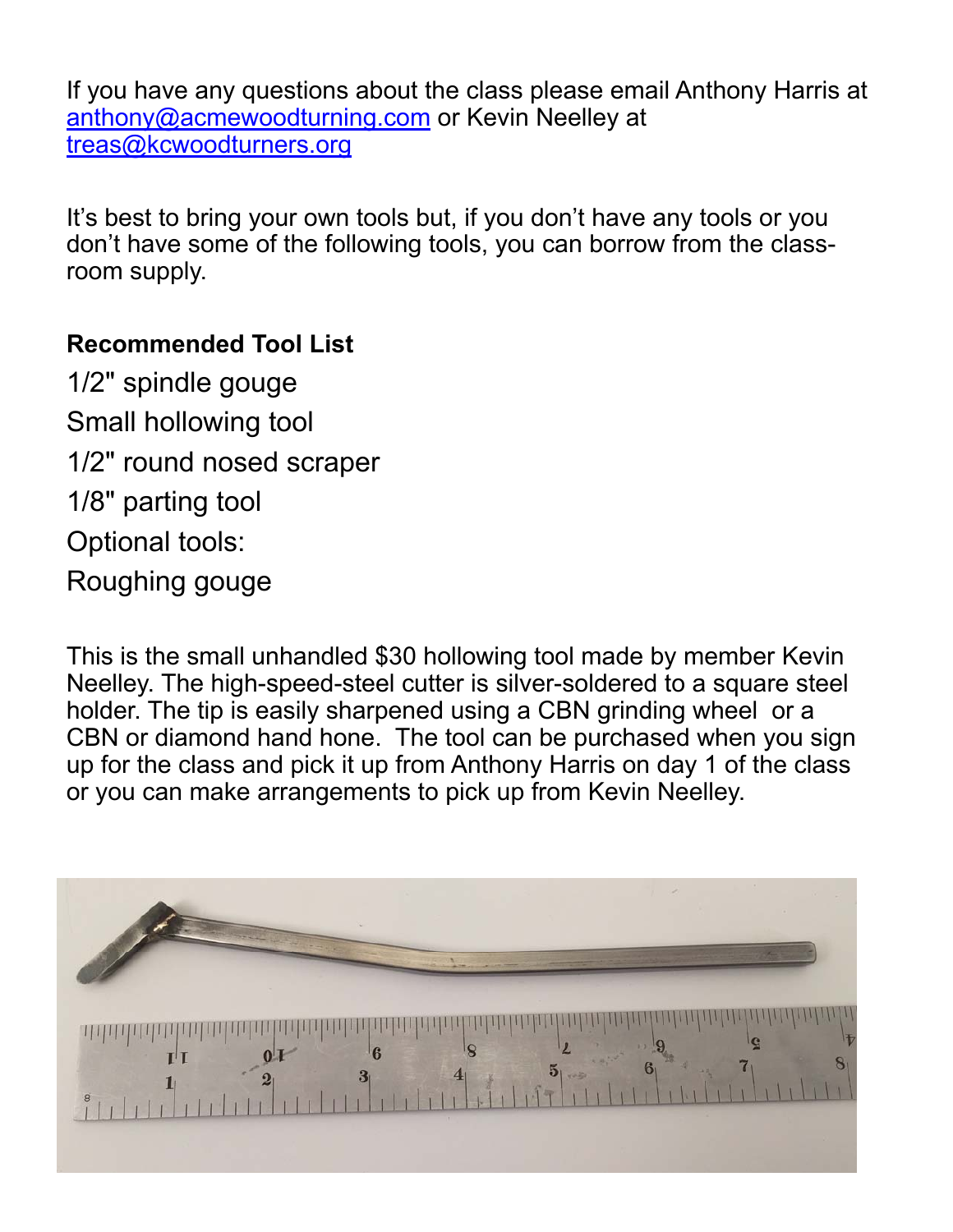If you have any questions about the class please email Anthony Harris at [anthony@acmewoodturning.com](mailto:anthony@acmewoodturning.com) or Kevin Neelley at [treas@kcwoodturners.org](mailto:treas@kcwoodturners.org)

It's best to bring your own tools but, if you don't have any tools or you don't have some of the following tools, you can borrow from the classroom supply.

**Recommended Tool List**

1/2" spindle gouge

Small hollowing tool

1/2" round nosed scraper

1/8" parting tool

Optional tools:

Roughing gouge

This is the small unhandled $30 hollowing tool made by member Kevin Neelley. The high-speed-steel cutter is silver-soldered to a square steel holder. The tip is easily sharpened using a CBN grinding wheel or a CBN or diamond hand hone. The tool can be purchased when you sign up for the class and pick it up from Anthony Harris on day 1 of the class or you can make arrangements to pick up from Kevin Neelley.